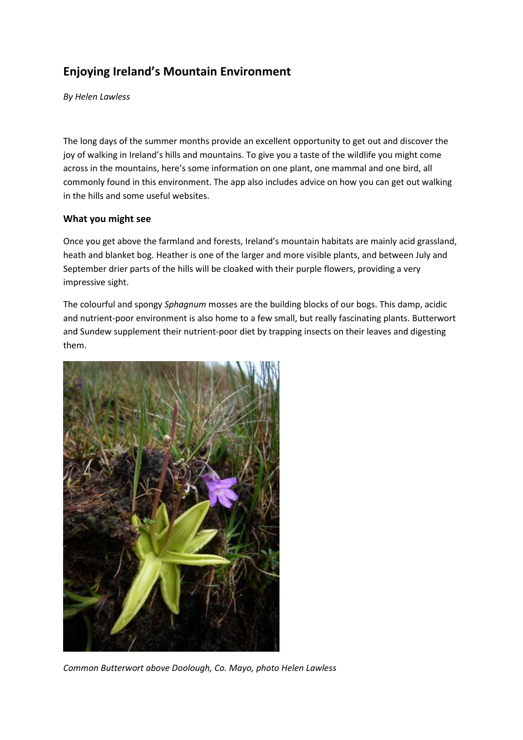# Enjoying Ireland's Mountain Environment

*By Helen Lawless*

The long days of the summer months provide an excellent opportunity to get out and discover the joy of walking in Ireland's hills and mountains. To give you a taste of the wildlife you might come across in the mountains, here's some information on one plant, one mammal and one bird, all commonly found in this environment. The app also includes advice on how you can get out walking in the hills and some useful websites.

### What you might see

Once you get above the farmland and forests, Ireland's mountain habitats are mainly acid grassland, heath and blanket bog. Heather is one of the larger and more visible plants, and between July and September drier parts of the hills will be cloaked with their purple flowers, providing a very impressive sight.

The colourful and spongy *Sphagnum* mosses are the building blocks of our bogs. This damp, acidic and nutrient-poor environment is also home to a few small, but really fascinating plants. Butterwort and Sundew supplement their nutrient-poor diet by trapping insects on their leaves and digesting them.

*Common Butterwort above Doolough, Co. Mayo, photo Helen Lawless*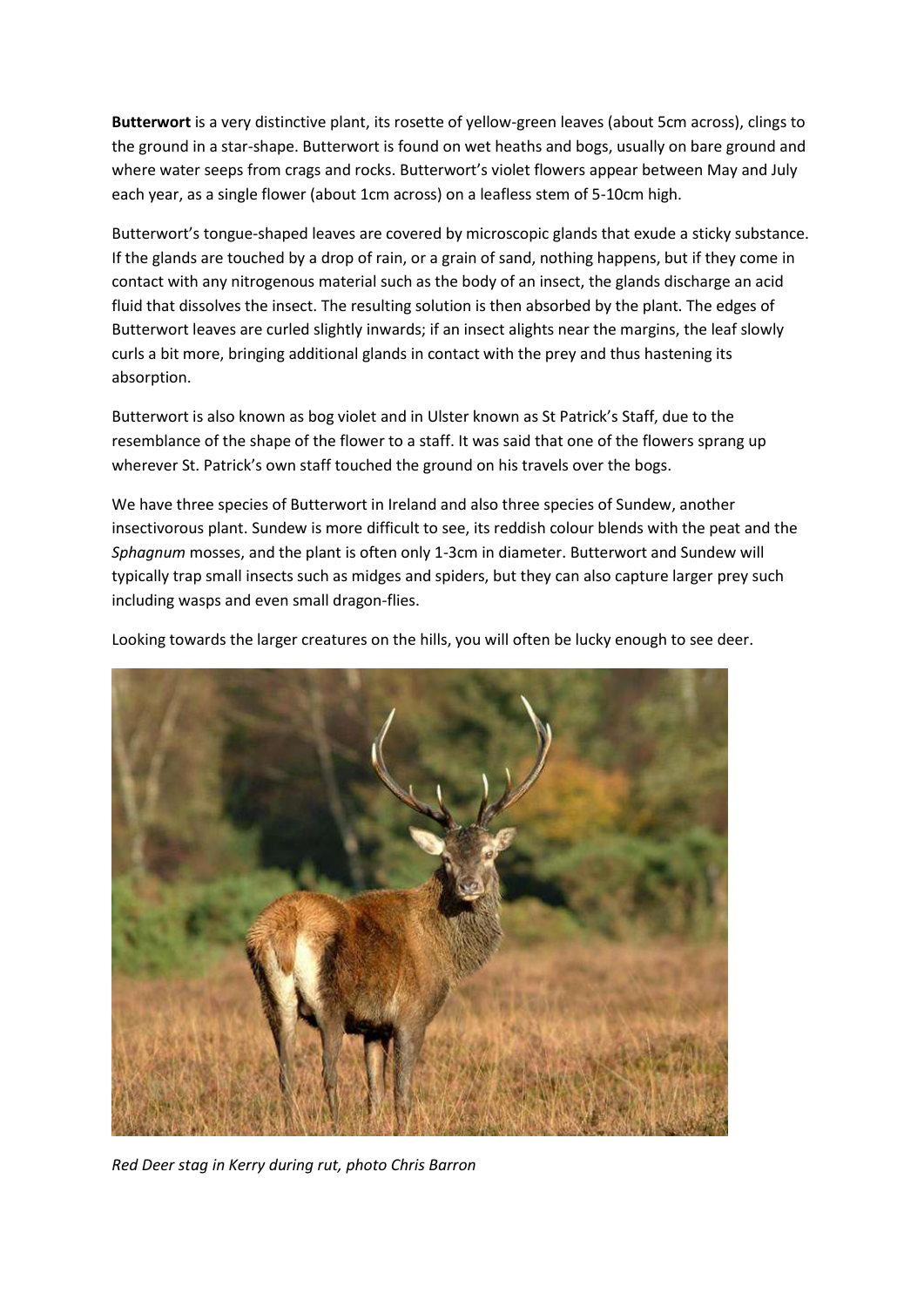**Butterwort** is a very distinctive plant, its rosette of yellow-green leaves (about 5cm across), clings to the ground in a star-shape. Butterwort is found on wet heaths and bogs, usually on bare ground and where water seeps from crags and rocks. Butterwort's violet flowers appear between May and July each year, as a single flower (about 1cm across) on a leafless stem of 5-10cm high.

Butterwort's tongue-shaped leaves are covered by microscopic glands that exude a sticky substance. If the glands are touched by a drop of rain, or a grain of sand, nothing happens, but if they come in contact with any nitrogenous material such as the body of an insect, the glands discharge an acid fluid that dissolves the insect. The resulting solution is then absorbed by the plant. The edges of Butterwort leaves are curled slightly inwards; if an insect alights near the margins, the leaf slowly curls a bit more, bringing additional glands in contact with the prey and thus hastening its absorption.

Butterwort is also known as bog violet and in Ulster known as St Patrick's Staff, due to the resemblance of the shape of the flower to a staff. It was said that one of the flowers sprang up wherever St. Patrick's own staff touched the ground on his travels over the bogs.

We have three species of Butterwort in Ireland and also three species of Sundew, another insectivorous plant. Sundew is more difficult to see, its reddish colour blends with the peat and the *Sphagnum* mosses, and the plant is often only 1-3cm in diameter. Butterwort and Sundew will typically trap small insects such as midges and spiders, but they can also capture larger prey such including wasps and even small dragon-flies.

Looking towards the larger creatures on the hills, you will often be lucky enough to see deer.

*Red Deer stag in Kerry during rut, photo Chris Barron*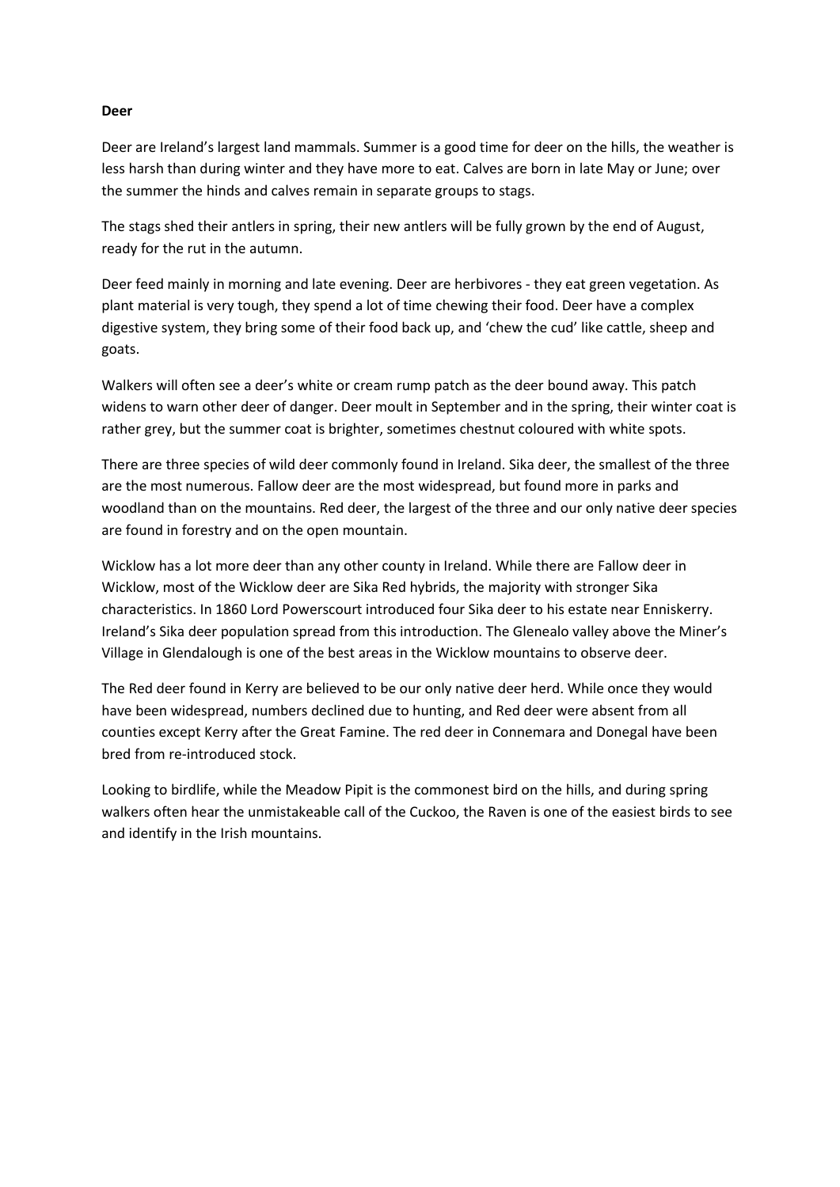**Deer**

Deer are Ireland's largest land mammals. Summer is a good time for deer on the hills, the weather is less harsh than during winter and they have more to eat. Calves are born in late May or June; over the summer the hinds and calves remain in separate groups to stags.

The stags shed their antlers in spring, their new antlers will be fully grown by the end of August, ready for the rut in the autumn.

Deer feed mainly in morning and late evening. Deer are herbivores - they eat green vegetation. As plant material is very tough, they spend a lot of time chewing their food. Deer have a complex digestive system, they bring some of their food back up, and 'chew the cud' like cattle, sheep and goats.

Walkers will often see a deer's white or cream rump patch as the deer bound away. This patch widens to warn other deer of danger. Deer moult in September and in the spring, their winter coat is rather grey, but the summer coat is brighter, sometimes chestnut coloured with white spots.

There are three species of wild deer commonly found in Ireland. Sika deer, the smallest of the three are the most numerous. Fallow deer are the most widespread, but found more in parks and woodland than on the mountains. Red deer, the largest of the three and our only native deer species are found in forestry and on the open mountain.

Wicklow has a lot more deer than any other county in Ireland. While there are Fallow deer in Wicklow, most of the Wicklow deer are Sika Red hybrids, the majority with stronger Sika characteristics. In 1860 Lord Powerscourt introduced four Sika deer to his estate near Enniskerry. Ireland's Sika deer population spread from this introduction. The Glenealo valley above the Miner's Village in Glendalough is one of the best areas in the Wicklow mountains to observe deer.

The Red deer found in Kerry are believed to be our only native deer herd. While once they would have been widespread, numbers declined due to hunting, and Red deer were absent from all counties except Kerry after the Great Famine. The red deer in Connemara and Donegal have been bred from re-introduced stock.

Looking to birdlife, while the Meadow Pipit is the commonest bird on the hills, and during spring walkers often hear the unmistakeable call of the Cuckoo, the Raven is one of the easiest birds to see and identify in the Irish mountains.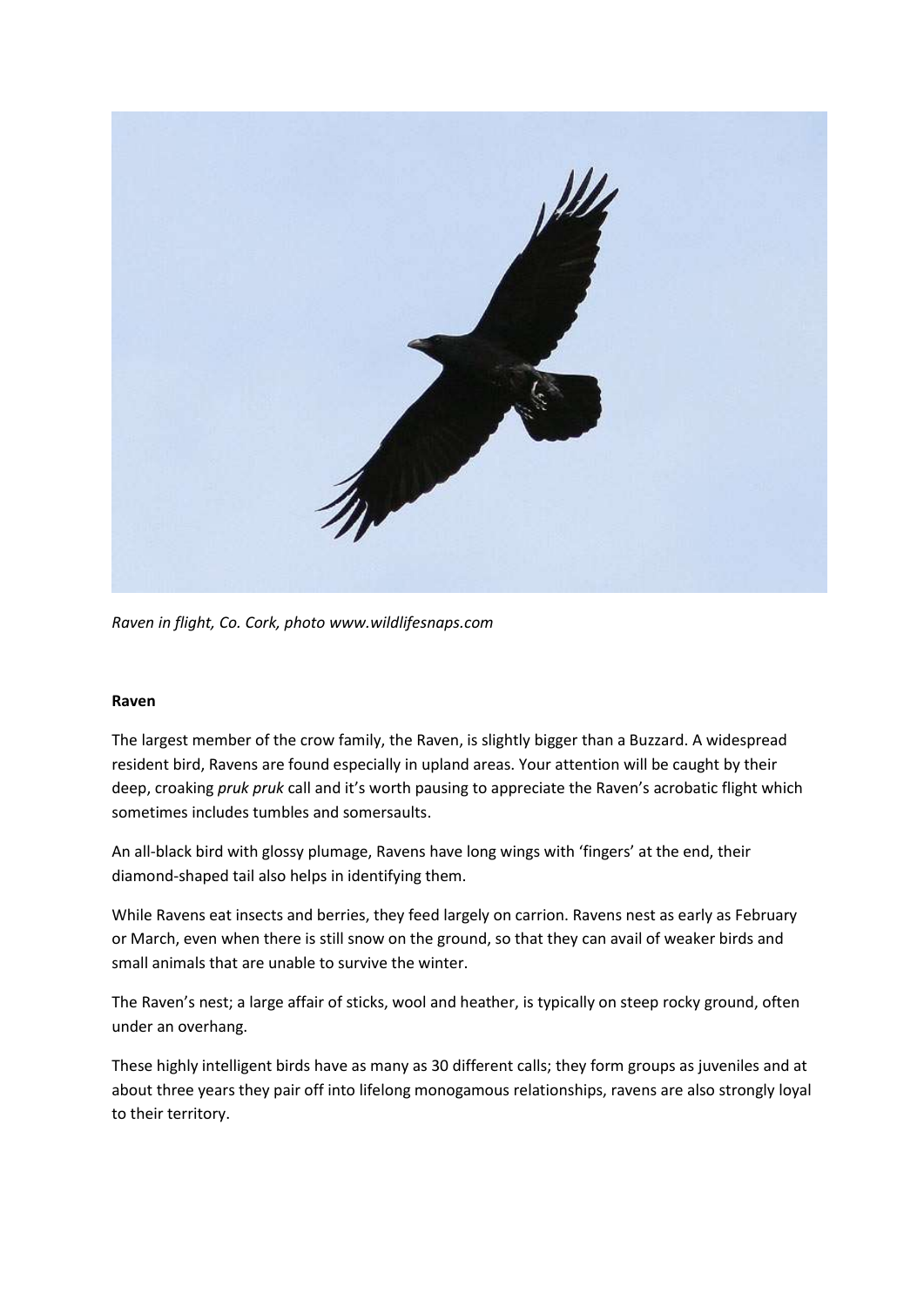*Raven in flight, Co. Cork, photo www.wildlifesnaps.com*

**Raven**

The largest member of the crow family, the Raven, is slightly bigger than a Buzzard. A widespread resident bird, Ravens are found especially in upland areas. Your attention will be caught by their deep, croaking *pruk pruk* call and it's worth pausing to appreciate the Raven's acrobatic flight which sometimes includes tumbles and somersaults.

An all-black bird with glossy plumage, Ravens have long wings with 'fingers' at the end, their diamond-shaped tail also helps in identifying them.

While Ravens eat insects and berries, they feed largely on carrion. Ravens nest as early as February or March, even when there is still snow on the ground, so that they can avail of weaker birds and small animals that are unable to survive the winter.

The Raven's nest; a large affair of sticks, wool and heather, is typically on steep rocky ground, often under an overhang.

These highly intelligent birds have as many as 30 different calls; they form groups as juveniles and at about three years they pair off into lifelong monogamous relationships, ravens are also strongly loyal to their territory.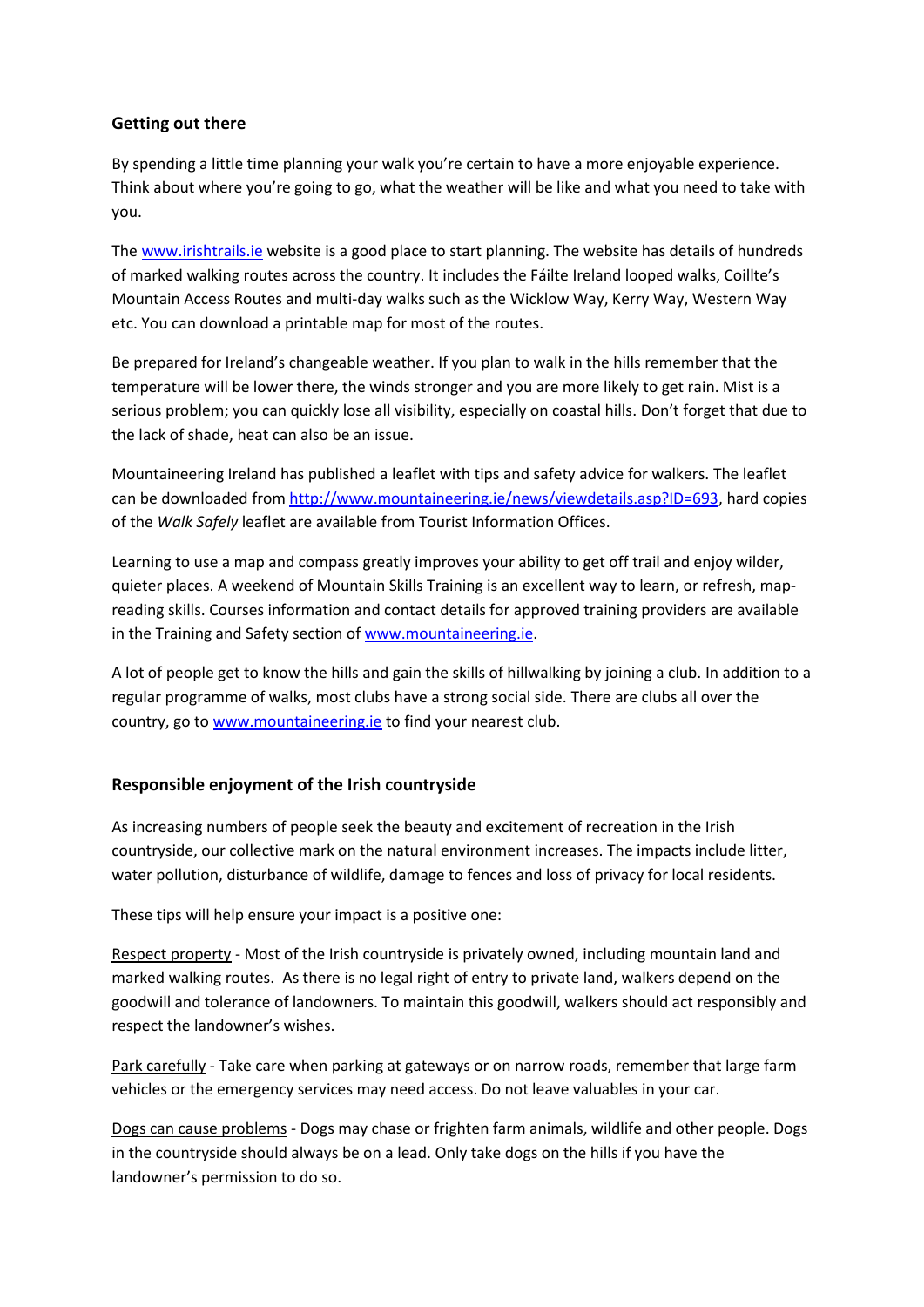## Getting out there

By spending a little time planning your walk you're certain to have a more enjoyable experience. Think about where you're going to go, what the weather will be like and what you need to take with you.

The [www.irishtrails.ie](http://www.irishtrails.ie) website is a good place to start planning. The website has details of hundreds of marked walking routes across the country. It includes the Fáilte Ireland looped walks, Coillte's Mountain Access Routes and multi-day walks such as the Wicklow Way, Kerry Way, Western Way etc. You can download a printable map for most of the routes.

Be prepared for Ireland's changeable weather. If you plan to walk in the hills remember that the temperature will be lower there, the winds stronger and you are more likely to get rain. Mist is a serious problem; you can quickly lose all visibility, especially on coastal hills. Don't forget that due to the lack of shade, heat can also be an issue.

Mountaineering Ireland has published a leaflet with tips and safety advice for walkers. The leaflet can be downloaded from [http://www.mountaineering.ie/news/viewdetails.asp?ID=693](http://www.mountaineering.ie/news/viewdetails.asp?ID=693), hard copies of the *Walk Safely* leaflet are available from Tourist Information Offices.

Learning to use a map and compass greatly improves your ability to get off trail and enjoy wilder, quieter places. A weekend of Mountain Skills Training is an excellent way to learn, or refresh, map-reading skills. Courses information and contact details for approved training providers are available in the Training and Safety section of [www.mountaineering.ie](http://www.mountaineering.ie).

A lot of people get to know the hills and gain the skills of hillwalking by joining a club. In addition to a regular programme of walks, most clubs have a strong social side. There are clubs all over the country, go to [www.mountaineering.ie](http://www.mountaineering.ie) to find your nearest club.

## Responsible enjoyment of the Irish countryside

As increasing numbers of people seek the beauty and excitement of recreation in the Irish countryside, our collective mark on the natural environment increases. The impacts include litter, water pollution, disturbance of wildlife, damage to fences and loss of privacy for local residents.

These tips will help ensure your impact is a positive one:

<u>Respect property</u> - Most of the Irish countryside is privately owned, including mountain land and marked walking routes. As there is no legal right of entry to private land, walkers depend on the goodwill and tolerance of landowners. To maintain this goodwill, walkers should act responsibly and respect the landowner's wishes.

<u>Park carefully</u> - Take care when parking at gateways or on narrow roads, remember that large farm vehicles or the emergency services may need access. Do not leave valuables in your car.

<u>Dogs can cause problems</u> - Dogs may chase or frighten farm animals, wildlife and other people. Dogs in the countryside should always be on a lead. Only take dogs on the hills if you have the landowner's permission to do so.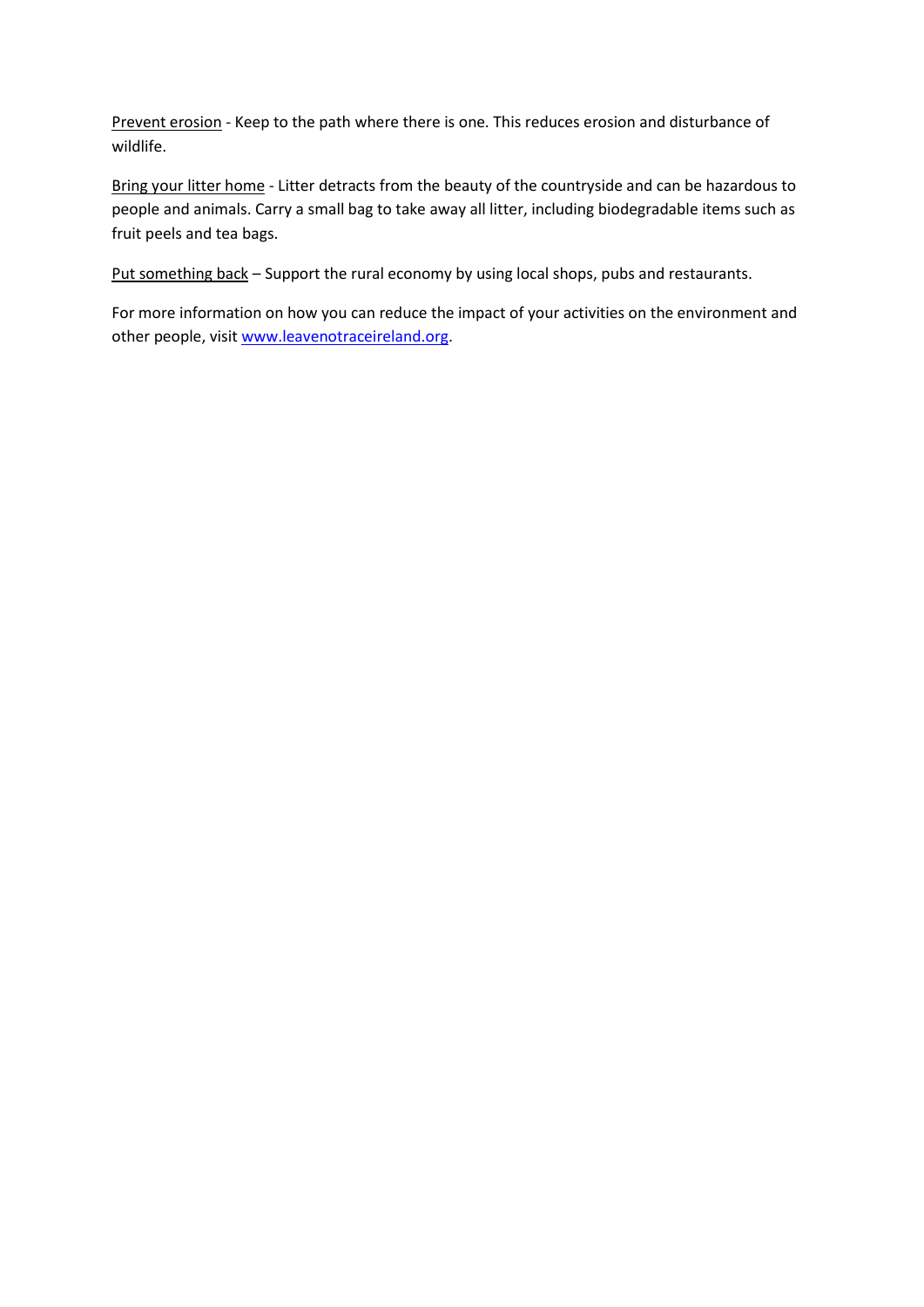<u>Prevent erosion</u> - Keep to the path where there is one. This reduces erosion and disturbance of wildlife.

<u>Bring your litter home</u> - Litter detracts from the beauty of the countryside and can be hazardous to people and animals. Carry a small bag to take away all litter, including biodegradable items such as fruit peels and tea bags.

<u>Put something back</u> – Support the rural economy by using local shops, pubs and restaurants.

For more information on how you can reduce the impact of your activities on the environment and other people, visit [www.leavenotraceireland.org](http://www.leavenotraceireland.org).